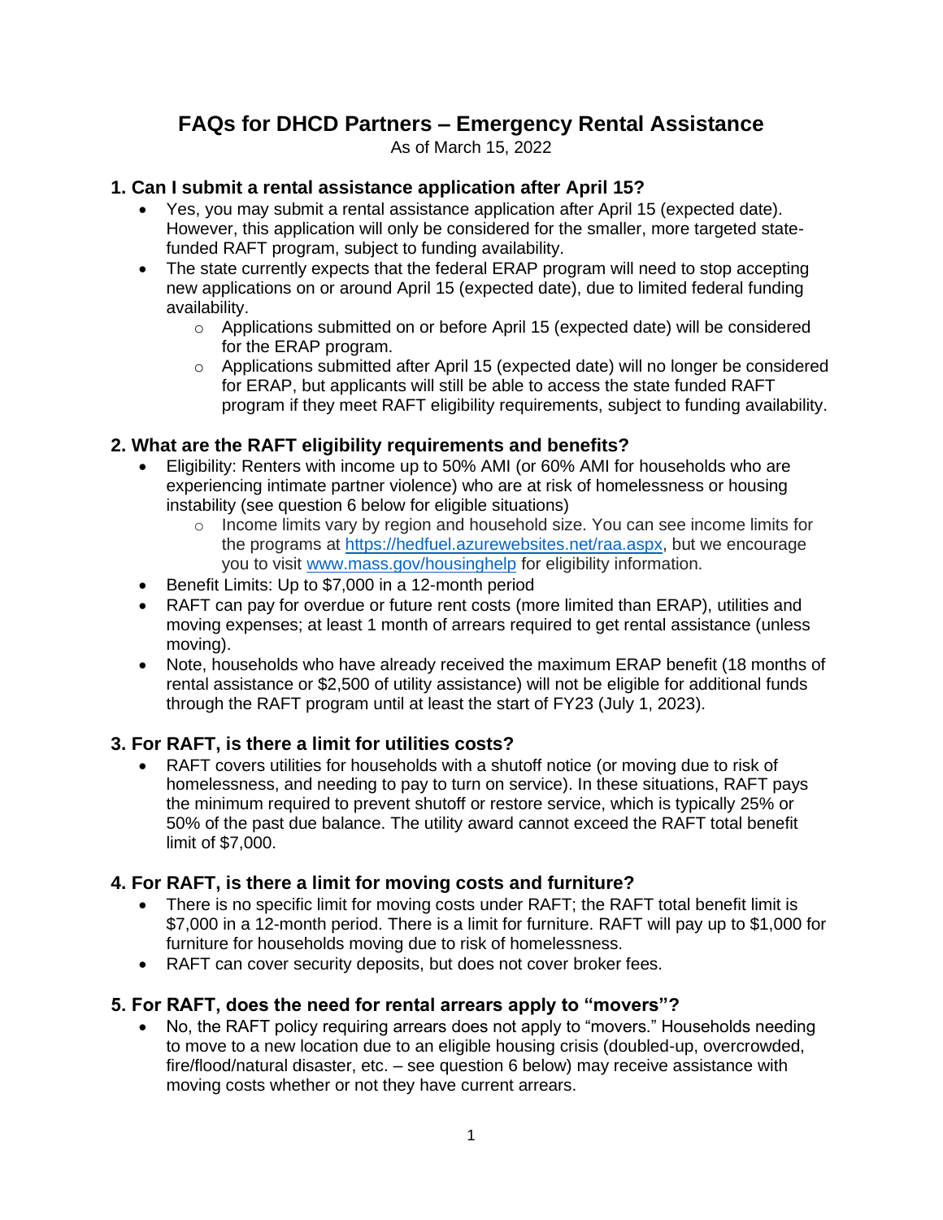# FAQs for DHCD Partners – Emergency Rental Assistance

As of March 15, 2022

## 1. Can I submit a rental assistance application after April 15?

- Yes, you may submit a rental assistance application after April 15 (expected date). However, this application will only be considered for the smaller, more targeted state-funded RAFT program, subject to funding availability.
- The state currently expects that the federal ERAP program will need to stop accepting new applications on or around April 15 (expected date), due to limited federal funding availability.
  - Applications submitted on or before April 15 (expected date) will be considered for the ERAP program.
  - Applications submitted after April 15 (expected date) will no longer be considered for ERAP, but applicants will still be able to access the state funded RAFT program if they meet RAFT eligibility requirements, subject to funding availability.

## 2. What are the RAFT eligibility requirements and benefits?

- Eligibility: Renters with income up to 50% AMI (or 60% AMI for households who are experiencing intimate partner violence) who are at risk of homelessness or housing instability (see question 6 below for eligible situations)
  - Income limits vary by region and household size. You can see income limits for the programs at [https://hedfuel.azurewebsites.net/raa.aspx](https://hedfuel.azurewebsites.net/raa.aspx), but we encourage you to visit [www.mass.gov/housinghelp](www.mass.gov/housinghelp) for eligibility information.
- Benefit Limits: Up to $7,000 in a 12-month period
- RAFT can pay for overdue or future rent costs (more limited than ERAP), utilities and moving expenses; at least 1 month of arrears required to get rental assistance (unless moving).
- Note, households who have already received the maximum ERAP benefit (18 months of rental assistance or $2,500 of utility assistance) will not be eligible for additional funds through the RAFT program until at least the start of FY23 (July 1, 2023).

## 3. For RAFT, is there a limit for utilities costs?

- RAFT covers utilities for households with a shutoff notice (or moving due to risk of homelessness, and needing to pay to turn on service). In these situations, RAFT pays the minimum required to prevent shutoff or restore service, which is typically 25% or 50% of the past due balance. The utility award cannot exceed the RAFT total benefit limit of $7,000.

## 4. For RAFT, is there a limit for moving costs and furniture?

- There is no specific limit for moving costs under RAFT; the RAFT total benefit limit is $7,000 in a 12-month period. There is a limit for furniture. RAFT will pay up to $1,000 for furniture for households moving due to risk of homelessness.
- RAFT can cover security deposits, but does not cover broker fees.

## 5. For RAFT, does the need for rental arrears apply to "movers"?

- No, the RAFT policy requiring arrears does not apply to "movers." Households needing to move to a new location due to an eligible housing crisis (doubled-up, overcrowded, fire/flood/natural disaster, etc. – see question 6 below) may receive assistance with moving costs whether or not they have current arrears.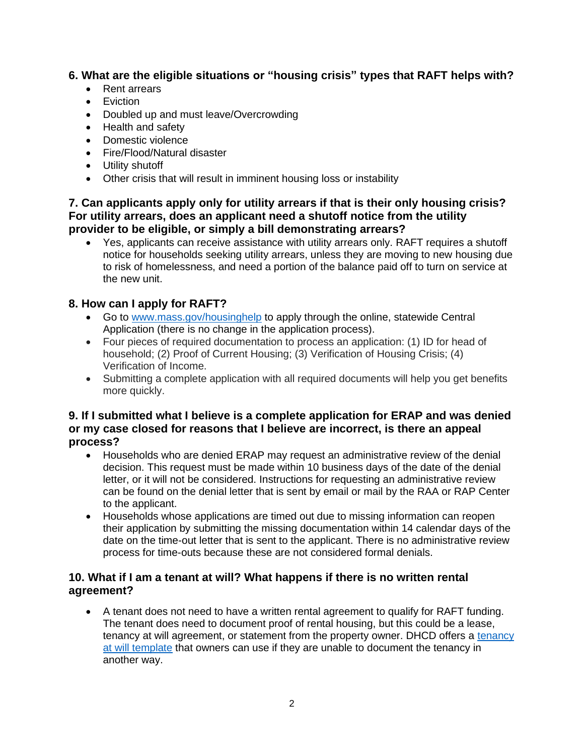### 6. What are the eligible situations or "housing crisis" types that RAFT helps with?

- Rent arrears
- Eviction
- Doubled up and must leave/Overcrowding
- Health and safety
- Domestic violence
- Fire/Flood/Natural disaster
- Utility shutoff
- Other crisis that will result in imminent housing loss or instability

### 7. Can applicants apply only for utility arrears if that is their only housing crisis? For utility arrears, does an applicant need a shutoff notice from the utility provider to be eligible, or simply a bill demonstrating arrears?

- Yes, applicants can receive assistance with utility arrears only. RAFT requires a shutoff notice for households seeking utility arrears, unless they are moving to new housing due to risk of homelessness, and need a portion of the balance paid off to turn on service at the new unit.

### 8. How can I apply for RAFT?

- Go to [www.mass.gov/housinghelp](www.mass.gov/housinghelp) to apply through the online, statewide Central Application (there is no change in the application process).
- Four pieces of required documentation to process an application: (1) ID for head of household; (2) Proof of Current Housing; (3) Verification of Housing Crisis; (4) Verification of Income.
- Submitting a complete application with all required documents will help you get benefits more quickly.

### 9. If I submitted what I believe is a complete application for ERAP and was denied or my case closed for reasons that I believe are incorrect, is there an appeal process?

- Households who are denied ERAP may request an administrative review of the denial decision. This request must be made within 10 business days of the date of the denial letter, or it will not be considered. Instructions for requesting an administrative review can be found on the denial letter that is sent by email or mail by the RAA or RAP Center to the applicant.
- Households whose applications are timed out due to missing information can reopen their application by submitting the missing documentation within 14 calendar days of the date on the time-out letter that is sent to the applicant. There is no administrative review process for time-outs because these are not considered formal denials.

### 10. What if I am a tenant at will? What happens if there is no written rental agreement?

- A tenant does not need to have a written rental agreement to qualify for RAFT funding. The tenant does need to document proof of rental housing, but this could be a lease, tenancy at will agreement, or statement from the property owner. DHCD offers a tenancy at will template that owners can use if they are unable to document the tenancy in another way.